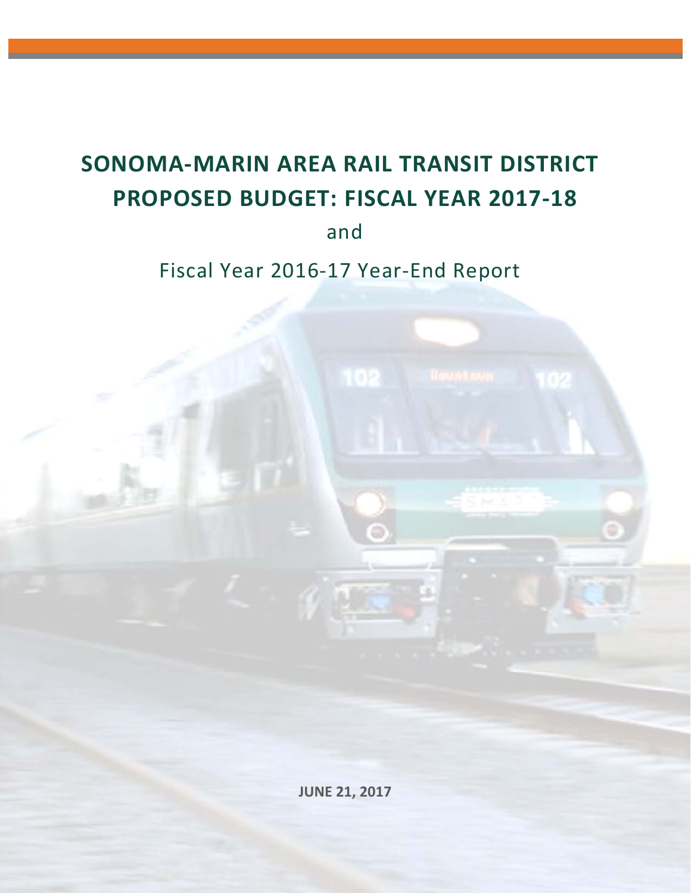# SONOMA-MARIN AREA RAIL TRANSIT DISTRICT PROPOSED BUDGET: FISCAL YEAR 2017-18

and

Fiscal Year 2016-17 Year-End Report

**JUNE 21, 2017**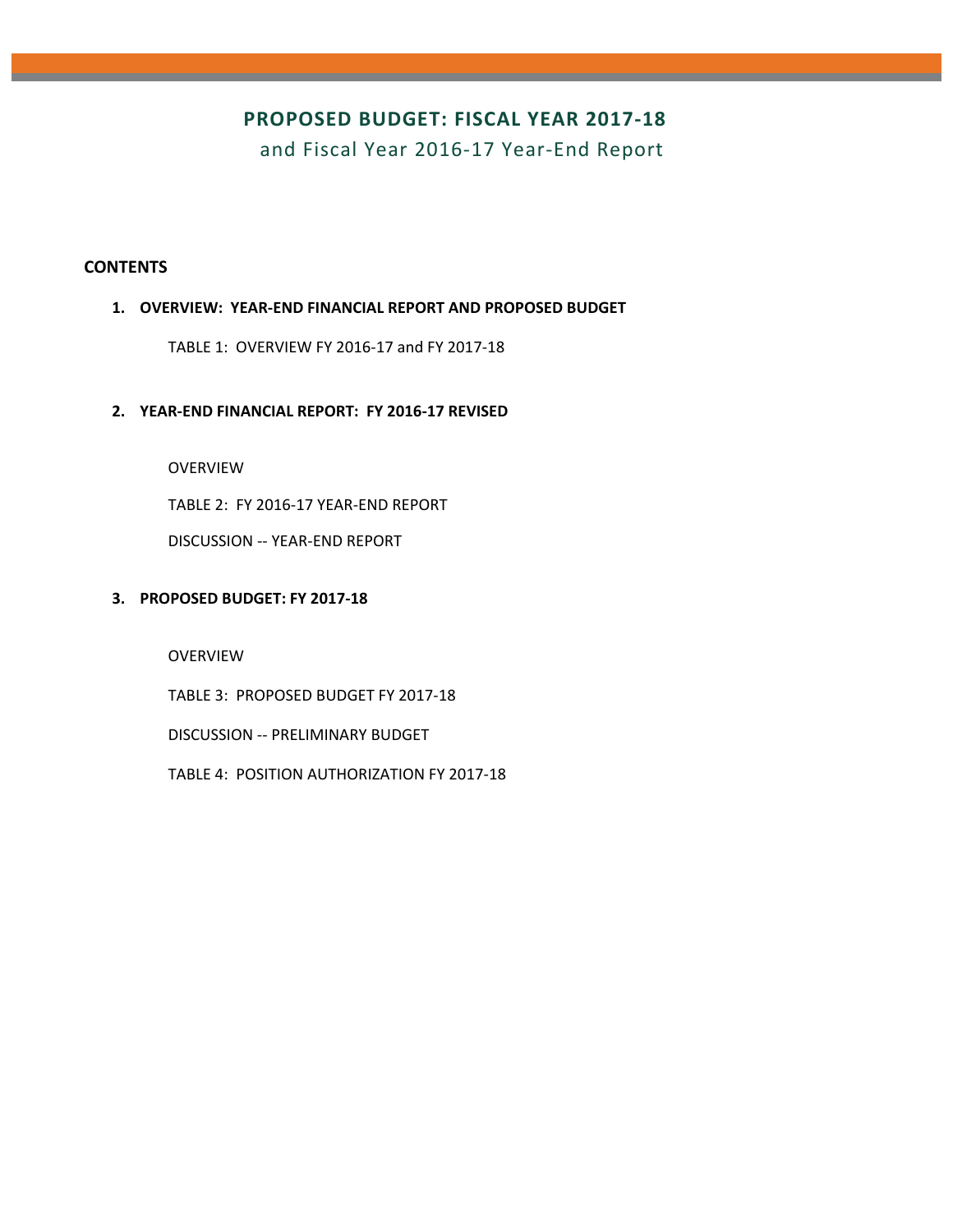# PROPOSED BUDGET: FISCAL YEAR 2017-18

and Fiscal Year 2016-17 Year-End Report

## CONTENTS

1. **OVERVIEW: YEAR-END FINANCIAL REPORT AND PROPOSED BUDGET**

   TABLE 1: OVERVIEW FY 2016-17 and FY 2017-18

2. **YEAR-END FINANCIAL REPORT: FY 2016-17 REVISED**

   OVERVIEW

   TABLE 2: FY 2016-17 YEAR-END REPORT

   DISCUSSION -- YEAR-END REPORT

3. **PROPOSED BUDGET: FY 2017-18**

   OVERVIEW

   TABLE 3: PROPOSED BUDGET FY 2017-18

   DISCUSSION -- PRELIMINARY BUDGET

   TABLE 4: POSITION AUTHORIZATION FY 2017-18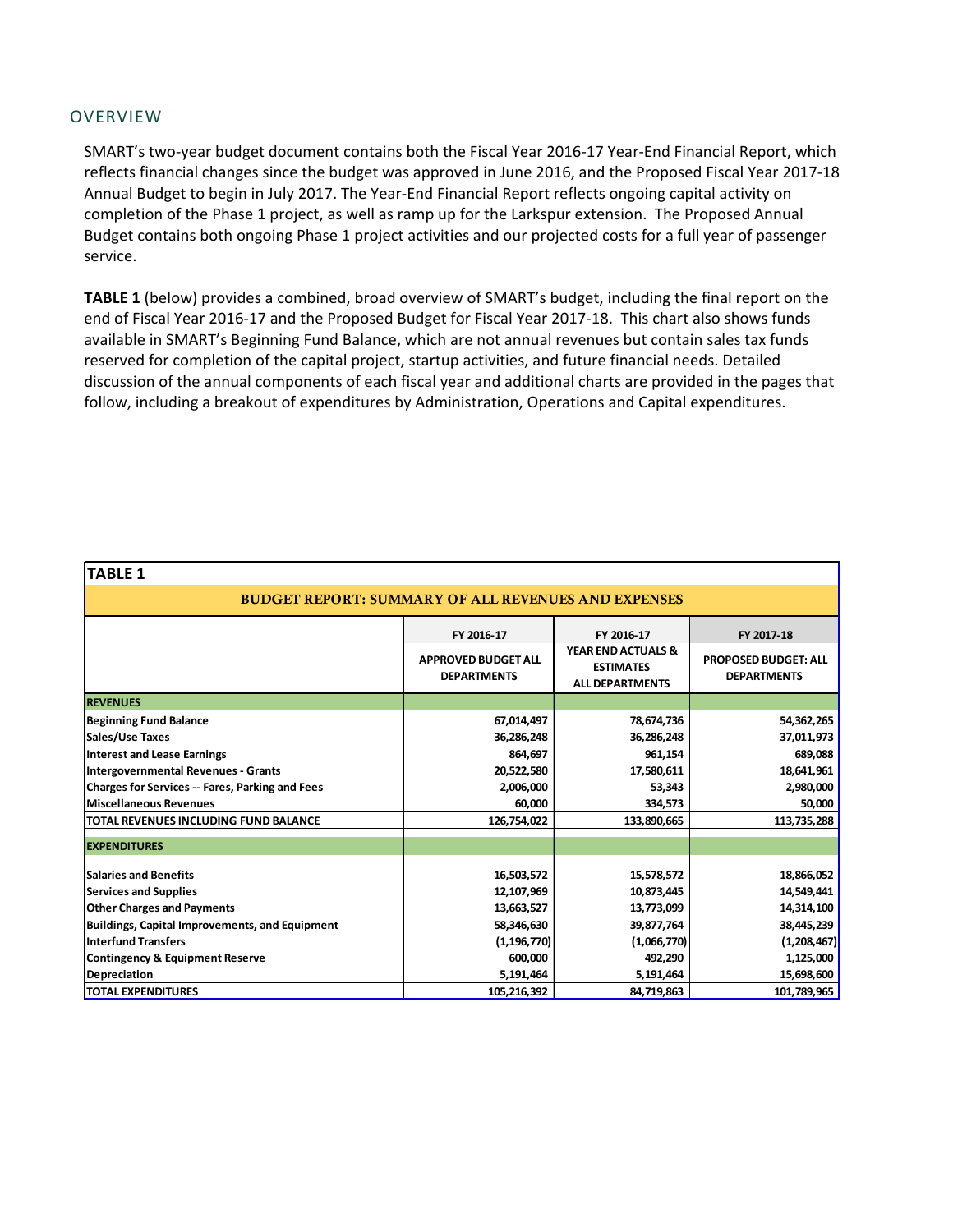## OVERVIEW

SMART's two-year budget document contains both the Fiscal Year 2016-17 Year-End Financial Report, which reflects financial changes since the budget was approved in June 2016, and the Proposed Fiscal Year 2017-18 Annual Budget to begin in July 2017. The Year-End Financial Report reflects ongoing capital activity on completion of the Phase 1 project, as well as ramp up for the Larkspur extension. The Proposed Annual Budget contains both ongoing Phase 1 project activities and our projected costs for a full year of passenger service.

**TABLE 1** (below) provides a combined, broad overview of SMART's budget, including the final report on the end of Fiscal Year 2016-17 and the Proposed Budget for Fiscal Year 2017-18. This chart also shows funds available in SMART's Beginning Fund Balance, which are not annual revenues but contain sales tax funds reserved for completion of the capital project, startup activities, and future financial needs. Detailed discussion of the annual components of each fiscal year and additional charts are provided in the pages that follow, including a breakout of expenditures by Administration, Operations and Capital expenditures.

**TABLE 1**

**BUDGET REPORT: SUMMARY OF ALL REVENUES AND EXPENSES**

| | FY 2016-17 APPROVED BUDGET ALL DEPARTMENTS | FY 2016-17 YEAR END ACTUALS & ESTIMATES ALL DEPARTMENTS | FY 2017-18 PROPOSED BUDGET: ALL DEPARTMENTS |
|---|---|---|---|
| **REVENUES** | | | |
| **Beginning Fund Balance** | 67,014,497 | 78,674,736 | 54,362,265 |
| **Sales/Use Taxes** | 36,286,248 | 36,286,248 | 37,011,973 |
| **Interest and Lease Earnings** | 864,697 | 961,154 | 689,088 |
| **Intergovernmental Revenues - Grants** | 20,522,580 | 17,580,611 | 18,641,961 |
| **Charges for Services -- Fares, Parking and Fees** | 2,006,000 | 53,343 | 2,980,000 |
| **Miscellaneous Revenues** | 60,000 | 334,573 | 50,000 |
| **TOTAL REVENUES INCLUDING FUND BALANCE** | 126,754,022 | 133,890,665 | 113,735,288 |
| **EXPENDITURES** | | | |
| **Salaries and Benefits** | 16,503,572 | 15,578,572 | 18,866,052 |
| **Services and Supplies** | 12,107,969 | 10,873,445 | 14,549,441 |
| **Other Charges and Payments** | 13,663,527 | 13,773,099 | 14,314,100 |
| **Buildings, Capital Improvements, and Equipment** | 58,346,630 | 39,877,764 | 38,445,239 |
| **Interfund Transfers** | (1,196,770) | (1,066,770) | (1,208,467) |
| **Contingency & Equipment Reserve** | 600,000 | 492,290 | 1,125,000 |
| **Depreciation** | 5,191,464 | 5,191,464 | 15,698,600 |
| **TOTAL EXPENDITURES** | 105,216,392 | 84,719,863 | 101,789,965 |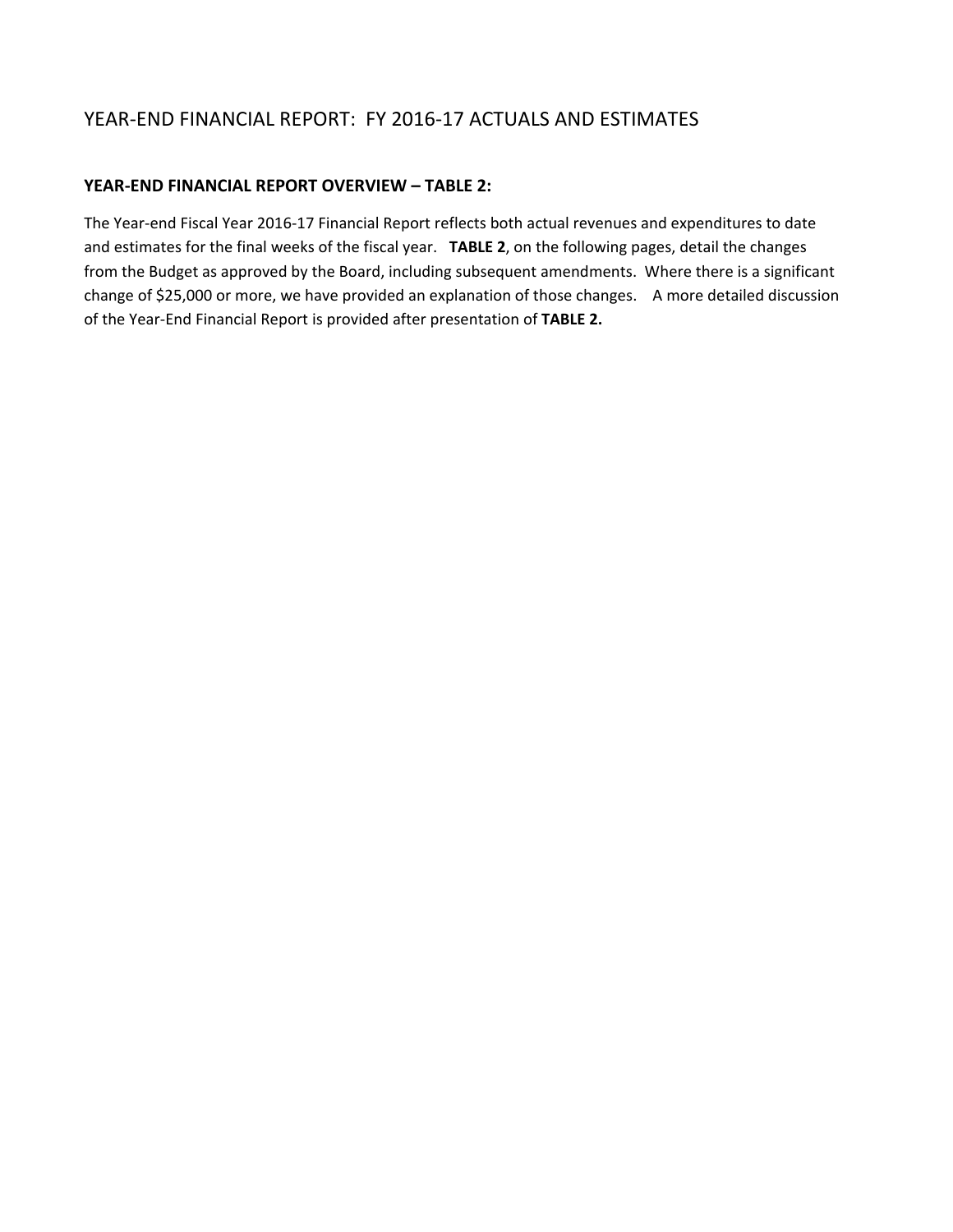# YEAR-END FINANCIAL REPORT: FY 2016-17 ACTUALS AND ESTIMATES

## YEAR-END FINANCIAL REPORT OVERVIEW – TABLE 2:

The Year-end Fiscal Year 2016-17 Financial Report reflects both actual revenues and expenditures to date and estimates for the final weeks of the fiscal year. **TABLE 2**, on the following pages, detail the changes from the Budget as approved by the Board, including subsequent amendments. Where there is a significant change of $25,000 or more, we have provided an explanation of those changes. A more detailed discussion of the Year-End Financial Report is provided after presentation of **TABLE 2.**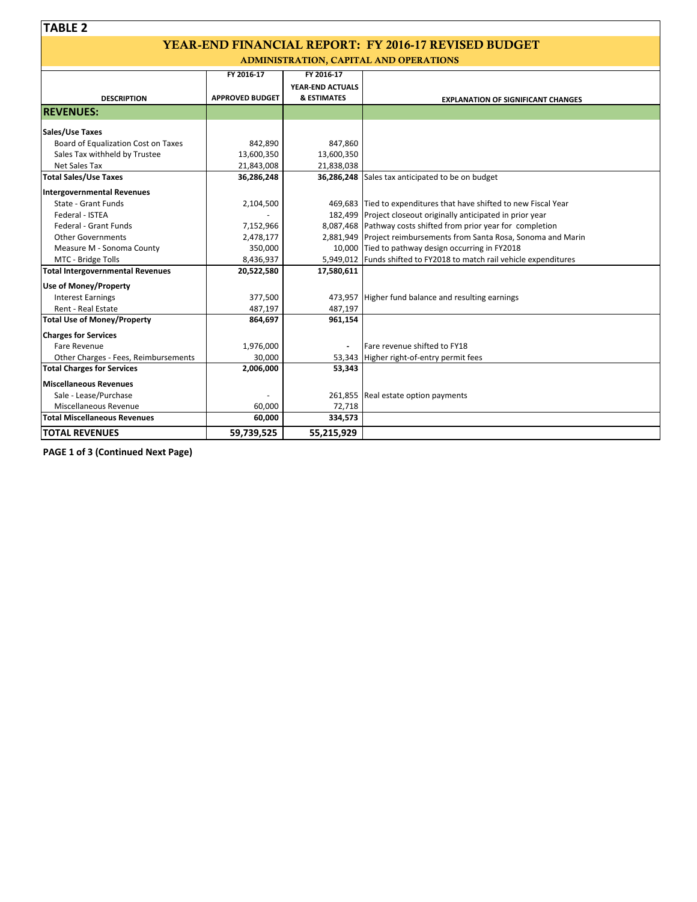**TABLE 2**

## YEAR-END FINANCIAL REPORT: FY 2016-17 REVISED BUDGET

### ADMINISTRATION, CAPITAL AND OPERATIONS

| DESCRIPTION | FY 2016-17 APPROVED BUDGET | FY 2016-17 YEAR-END ACTUALS & ESTIMATES | EXPLANATION OF SIGNIFICANT CHANGES |
|---|---|---|---|
| **REVENUES:** | | | |
| **Sales/Use Taxes** | | | |
| Board of Equalization Cost on Taxes | 842,890 | 847,860 | |
| Sales Tax withheld by Trustee | 13,600,350 | 13,600,350 | |
| Net Sales Tax | 21,843,008 | 21,838,038 | |
| **Total Sales/Use Taxes** | **36,286,248** | **36,286,248** | Sales tax anticipated to be on budget |
| **Intergovernmental Revenues** | | | |
| State - Grant Funds | 2,104,500 | 469,683 | Tied to expenditures that have shifted to new Fiscal Year |
| Federal - ISTEA | - | 182,499 | Project closeout originally anticipated in prior year |
| Federal - Grant Funds | 7,152,966 | 8,087,468 | Pathway costs shifted from prior year for completion |
| Other Governments | 2,478,177 | 2,881,949 | Project reimbursements from Santa Rosa, Sonoma and Marin |
| Measure M - Sonoma County | 350,000 | 10,000 | Tied to pathway design occurring in FY2018 |
| MTC - Bridge Tolls | 8,436,937 | 5,949,012 | Funds shifted to FY2018 to match rail vehicle expenditures |
| **Total Intergovernmental Revenues** | **20,522,580** | **17,580,611** | |
| **Use of Money/Property** | | | |
| Interest Earnings | 377,500 | 473,957 | Higher fund balance and resulting earnings |
| Rent - Real Estate | 487,197 | 487,197 | |
| **Total Use of Money/Property** | **864,697** | **961,154** | |
| **Charges for Services** | | | |
| Fare Revenue | 1,976,000 | - | Fare revenue shifted to FY18 |
| Other Charges - Fees, Reimbursements | 30,000 | 53,343 | Higher right-of-entry permit fees |
| **Total Charges for Services** | **2,006,000** | **53,343** | |
| **Miscellaneous Revenues** | | | |
| Sale - Lease/Purchase | - | 261,855 | Real estate option payments |
| Miscellaneous Revenue | 60,000 | 72,718 | |
| **Total Miscellaneous Revenues** | **60,000** | **334,573** | |
| **TOTAL REVENUES** | **59,739,525** | **55,215,929** | |

**PAGE 1 of 3 (Continued Next Page)**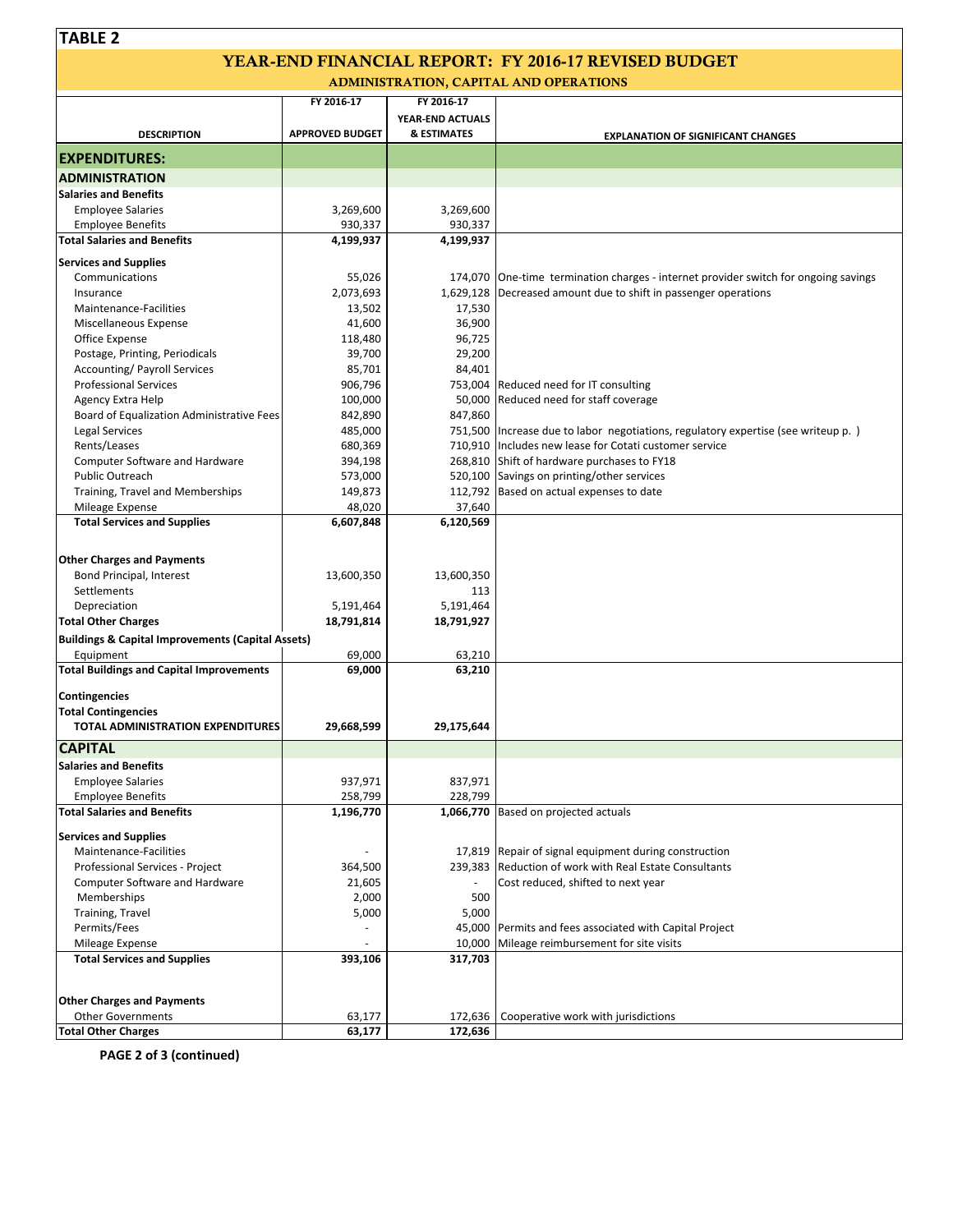**TABLE 2**

# YEAR-END FINANCIAL REPORT: FY 2016-17 REVISED BUDGET

## ADMINISTRATION, CAPITAL AND OPERATIONS

| DESCRIPTION | FY 2016-17 APPROVED BUDGET | FY 2016-17 YEAR-END ACTUALS & ESTIMATES | EXPLANATION OF SIGNIFICANT CHANGES |
|---|---|---|---|
| **EXPENDITURES:** | | | |
| **ADMINISTRATION** | | | |
| **Salaries and Benefits** | | | |
| Employee Salaries | 3,269,600 | 3,269,600 | |
| Employee Benefits | 930,337 | 930,337 | |
| **Total Salaries and Benefits** | **4,199,937** | **4,199,937** | |
| **Services and Supplies** | | | |
| Communications | 55,026 | 174,070 | One-time termination charges - internet provider switch for ongoing savings |
| Insurance | 2,073,693 | 1,629,128 | Decreased amount due to shift in passenger operations |
| Maintenance-Facilities | 13,502 | 17,530 | |
| Miscellaneous Expense | 41,600 | 36,900 | |
| Office Expense | 118,480 | 96,725 | |
| Postage, Printing, Periodicals | 39,700 | 29,200 | |
| Accounting/ Payroll Services | 85,701 | 84,401 | |
| Professional Services | 906,796 | 753,004 | Reduced need for IT consulting |
| Agency Extra Help | 100,000 | 50,000 | Reduced need for staff coverage |
| Board of Equalization Administrative Fees | 842,890 | 847,860 | |
| Legal Services | 485,000 | 751,500 | Increase due to labor negotiations, regulatory expertise (see writeup p. ) |
| Rents/Leases | 680,369 | 710,910 | Includes new lease for Cotati customer service |
| Computer Software and Hardware | 394,198 | 268,810 | Shift of hardware purchases to FY18 |
| Public Outreach | 573,000 | 520,100 | Savings on printing/other services |
| Training, Travel and Memberships | 149,873 | 112,792 | Based on actual expenses to date |
| Mileage Expense | 48,020 | 37,640 | |
| **Total Services and Supplies** | **6,607,848** | **6,120,569** | |
| **Other Charges and Payments** | | | |
| Bond Principal, Interest | 13,600,350 | 13,600,350 | |
| Settlements | | 113 | |
| Depreciation | 5,191,464 | 5,191,464 | |
| **Total Other Charges** | **18,791,814** | **18,791,927** | |
| **Buildings & Capital Improvements (Capital Assets)** | | | |
| Equipment | 69,000 | 63,210 | |
| **Total Buildings and Capital Improvements** | **69,000** | **63,210** | |
| **Contingencies** | | | |
| **Total Contingencies** | | | |
| **TOTAL ADMINISTRATION EXPENDITURES** | **29,668,599** | **29,175,644** | |
| **CAPITAL** | | | |
| **Salaries and Benefits** | | | |
| Employee Salaries | 937,971 | 837,971 | |
| Employee Benefits | 258,799 | 228,799 | |
| **Total Salaries and Benefits** | **1,196,770** | **1,066,770** | Based on projected actuals |
| **Services and Supplies** | | | |
| Maintenance-Facilities | - | 17,819 | Repair of signal equipment during construction |
| Professional Services - Project | 364,500 | 239,383 | Reduction of work with Real Estate Consultants |
| Computer Software and Hardware | 21,605 | - | Cost reduced, shifted to next year |
| Memberships | 2,000 | 500 | |
| Training, Travel | 5,000 | 5,000 | |
| Permits/Fees | - | 45,000 | Permits and fees associated with Capital Project |
| Mileage Expense | - | 10,000 | Mileage reimbursement for site visits |
| **Total Services and Supplies** | **393,106** | **317,703** | |
| **Other Charges and Payments** | | | |
| Other Governments | 63,177 | 172,636 | Cooperative work with jurisdictions |
| **Total Other Charges** | **63,177** | **172,636** | |

**PAGE 2 of 3 (continued)**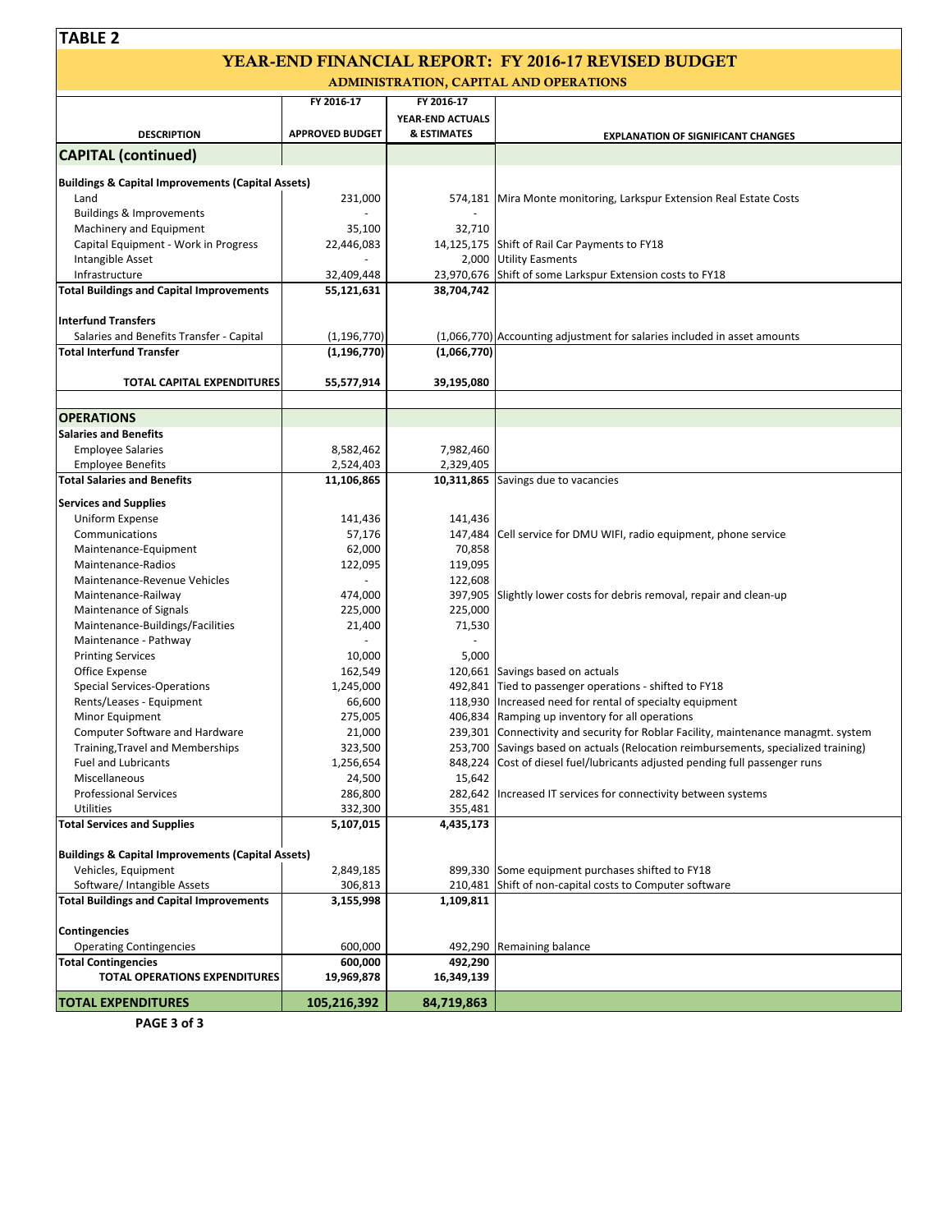**TABLE 2**

# YEAR-END FINANCIAL REPORT: FY 2016-17 REVISED BUDGET

## ADMINISTRATION, CAPITAL AND OPERATIONS

| DESCRIPTION | FY 2016-17 APPROVED BUDGET | FY 2016-17 YEAR-END ACTUALS & ESTIMATES | EXPLANATION OF SIGNIFICANT CHANGES |
|---|---|---|---|
| **CAPITAL (continued)** | | | |
| **Buildings & Capital Improvements (Capital Assets)** | | | |
| Land | 231,000 | 574,181 | Mira Monte monitoring, Larkspur Extension Real Estate Costs |
| Buildings & Improvements | - | - | |
| Machinery and Equipment | 35,100 | 32,710 | |
| Capital Equipment - Work in Progress | 22,446,083 | 14,125,175 | Shift of Rail Car Payments to FY18 |
| Intangible Asset | - | 2,000 | Utility Easments |
| Infrastructure | 32,409,448 | 23,970,676 | Shift of some Larkspur Extension costs to FY18 |
| **Total Buildings and Capital Improvements** | **55,121,631** | **38,704,742** | |
| **Interfund Transfers** | | | |
| Salaries and Benefits Transfer - Capital | (1,196,770) | (1,066,770) | Accounting adjustment for salaries included in asset amounts |
| **Total Interfund Transfer** | **(1,196,770)** | **(1,066,770)** | |
| **TOTAL CAPITAL EXPENDITURES** | **55,577,914** | **39,195,080** | |
| **OPERATIONS** | | | |
| **Salaries and Benefits** | | | |
| Employee Salaries | 8,582,462 | 7,982,460 | |
| Employee Benefits | 2,524,403 | 2,329,405 | |
| **Total Salaries and Benefits** | **11,106,865** | **10,311,865** | Savings due to vacancies |
| **Services and Supplies** | | | |
| Uniform Expense | 141,436 | 141,436 | |
| Communications | 57,176 | 147,484 | Cell service for DMU WIFI, radio equipment, phone service |
| Maintenance-Equipment | 62,000 | 70,858 | |
| Maintenance-Radios | 122,095 | 119,095 | |
| Maintenance-Revenue Vehicles | - | 122,608 | |
| Maintenance-Railway | 474,000 | 397,905 | Slightly lower costs for debris removal, repair and clean-up |
| Maintenance of Signals | 225,000 | 225,000 | |
| Maintenance-Buildings/Facilities | 21,400 | 71,530 | |
| Maintenance - Pathway | - | - | |
| Printing Services | 10,000 | 5,000 | |
| Office Expense | 162,549 | 120,661 | Savings based on actuals |
| Special Services-Operations | 1,245,000 | 492,841 | Tied to passenger operations - shifted to FY18 |
| Rents/Leases - Equipment | 66,600 | 118,930 | Increased need for rental of specialty equipment |
| Minor Equipment | 275,005 | 406,834 | Ramping up inventory for all operations |
| Computer Software and Hardware | 21,000 | 239,301 | Connectivity and security for Roblar Facility, maintenance managmt. system |
| Training,Travel and Memberships | 323,500 | 253,700 | Savings based on actuals (Relocation reimbursements, specialized training) |
| Fuel and Lubricants | 1,256,654 | 848,224 | Cost of diesel fuel/lubricants adjusted pending full passenger runs |
| Miscellaneous | 24,500 | 15,642 | |
| Professional Services | 286,800 | 282,642 | Increased IT services for connectivity between systems |
| Utilities | 332,300 | 355,481 | |
| **Total Services and Supplies** | **5,107,015** | **4,435,173** | |
| **Buildings & Capital Improvements (Capital Assets)** | | | |
| Vehicles, Equipment | 2,849,185 | 899,330 | Some equipment purchases shifted to FY18 |
| Software/ Intangible Assets | 306,813 | 210,481 | Shift of non-capital costs to Computer software |
| **Total Buildings and Capital Improvements** | **3,155,998** | **1,109,811** | |
| **Contingencies** | | | |
| Operating Contingencies | 600,000 | 492,290 | Remaining balance |
| **Total Contingencies** | **600,000** | **492,290** | |
| **TOTAL OPERATIONS EXPENDITURES** | **19,969,878** | **16,349,139** | |
| **TOTAL EXPENDITURES** | **105,216,392** | **84,719,863** | |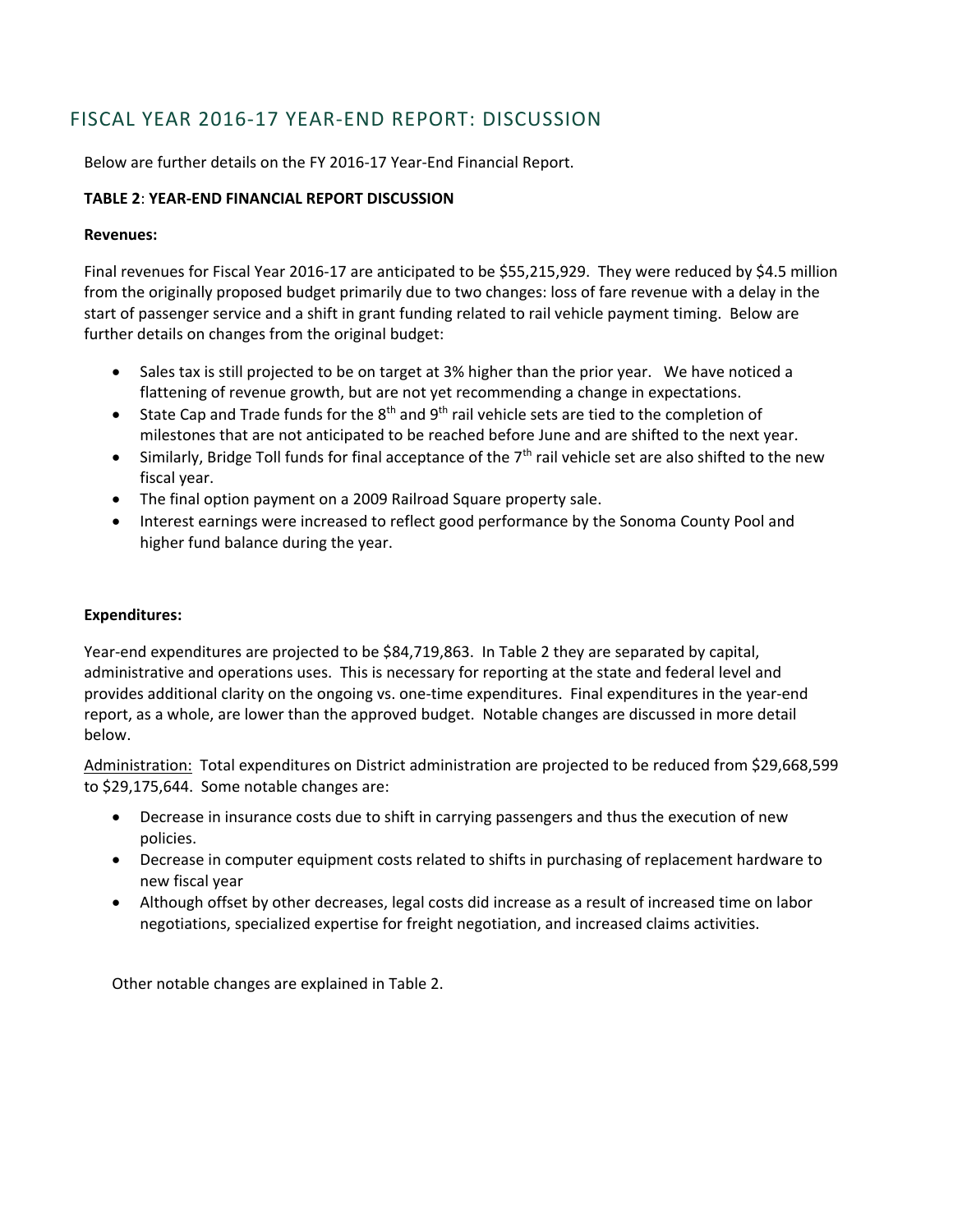## FISCAL YEAR 2016-17 YEAR-END REPORT: DISCUSSION

Below are further details on the FY 2016-17 Year-End Financial Report.

**TABLE 2**: **YEAR-END FINANCIAL REPORT DISCUSSION**

**Revenues:**

Final revenues for Fiscal Year 2016-17 are anticipated to be $55,215,929. They were reduced by $4.5 million from the originally proposed budget primarily due to two changes: loss of fare revenue with a delay in the start of passenger service and a shift in grant funding related to rail vehicle payment timing. Below are further details on changes from the original budget:

- Sales tax is still projected to be on target at 3% higher than the prior year. We have noticed a flattening of revenue growth, but are not yet recommending a change in expectations.
- State Cap and Trade funds for the 8th and 9th rail vehicle sets are tied to the completion of milestones that are not anticipated to be reached before June and are shifted to the next year.
- Similarly, Bridge Toll funds for final acceptance of the 7th rail vehicle set are also shifted to the new fiscal year.
- The final option payment on a 2009 Railroad Square property sale.
- Interest earnings were increased to reflect good performance by the Sonoma County Pool and higher fund balance during the year.

**Expenditures:**

Year-end expenditures are projected to be $84,719,863. In Table 2 they are separated by capital, administrative and operations uses. This is necessary for reporting at the state and federal level and provides additional clarity on the ongoing vs. one-time expenditures. Final expenditures in the year-end report, as a whole, are lower than the approved budget. Notable changes are discussed in more detail below.

<u>Administration:</u> Total expenditures on District administration are projected to be reduced from $29,668,599 to $29,175,644. Some notable changes are:

- Decrease in insurance costs due to shift in carrying passengers and thus the execution of new policies.
- Decrease in computer equipment costs related to shifts in purchasing of replacement hardware to new fiscal year
- Although offset by other decreases, legal costs did increase as a result of increased time on labor negotiations, specialized expertise for freight negotiation, and increased claims activities.

Other notable changes are explained in Table 2.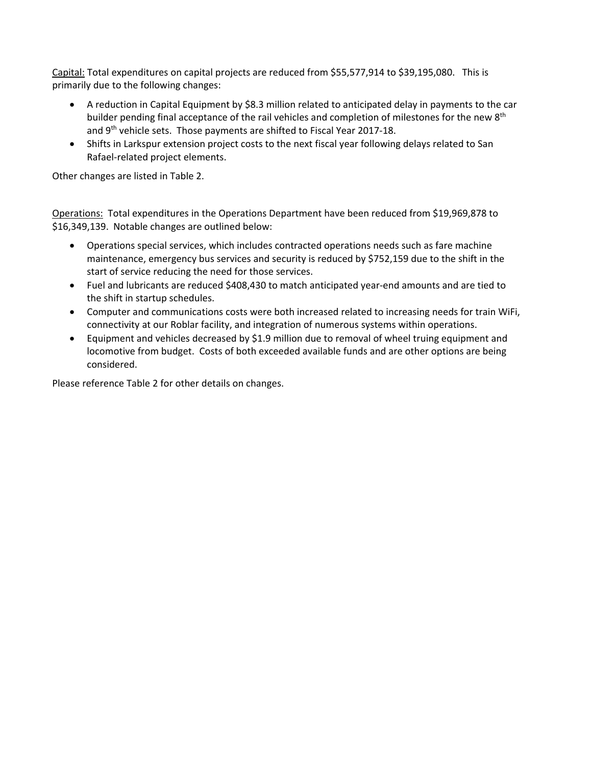Capital: Total expenditures on capital projects are reduced from $55,577,914 to $39,195,080. This is primarily due to the following changes:

- A reduction in Capital Equipment by $8.3 million related to anticipated delay in payments to the car builder pending final acceptance of the rail vehicles and completion of milestones for the new 8th and 9th vehicle sets. Those payments are shifted to Fiscal Year 2017-18.
- Shifts in Larkspur extension project costs to the next fiscal year following delays related to San Rafael-related project elements.

Other changes are listed in Table 2.

Operations: Total expenditures in the Operations Department have been reduced from $19,969,878 to $16,349,139. Notable changes are outlined below:

- Operations special services, which includes contracted operations needs such as fare machine maintenance, emergency bus services and security is reduced by $752,159 due to the shift in the start of service reducing the need for those services.
- Fuel and lubricants are reduced $408,430 to match anticipated year-end amounts and are tied to the shift in startup schedules.
- Computer and communications costs were both increased related to increasing needs for train WiFi, connectivity at our Roblar facility, and integration of numerous systems within operations.
- Equipment and vehicles decreased by $1.9 million due to removal of wheel truing equipment and locomotive from budget. Costs of both exceeded available funds and are other options are being considered.

Please reference Table 2 for other details on changes.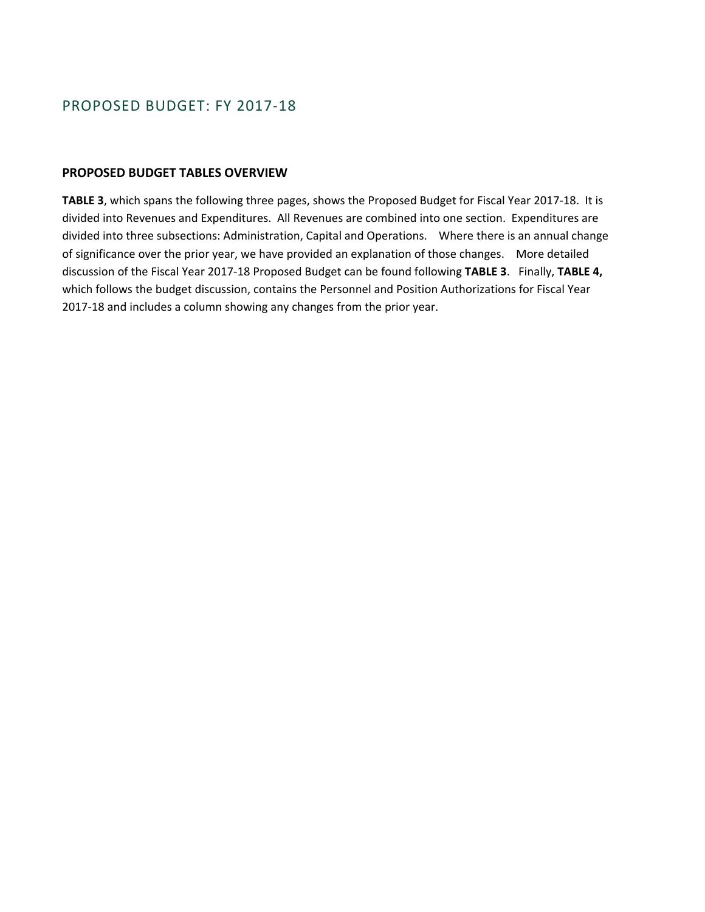# PROPOSED BUDGET: FY 2017-18

### PROPOSED BUDGET TABLES OVERVIEW

**TABLE 3**, which spans the following three pages, shows the Proposed Budget for Fiscal Year 2017-18. It is divided into Revenues and Expenditures. All Revenues are combined into one section. Expenditures are divided into three subsections: Administration, Capital and Operations. Where there is an annual change of significance over the prior year, we have provided an explanation of those changes. More detailed discussion of the Fiscal Year 2017-18 Proposed Budget can be found following **TABLE 3**. Finally, **TABLE 4,** which follows the budget discussion, contains the Personnel and Position Authorizations for Fiscal Year 2017-18 and includes a column showing any changes from the prior year.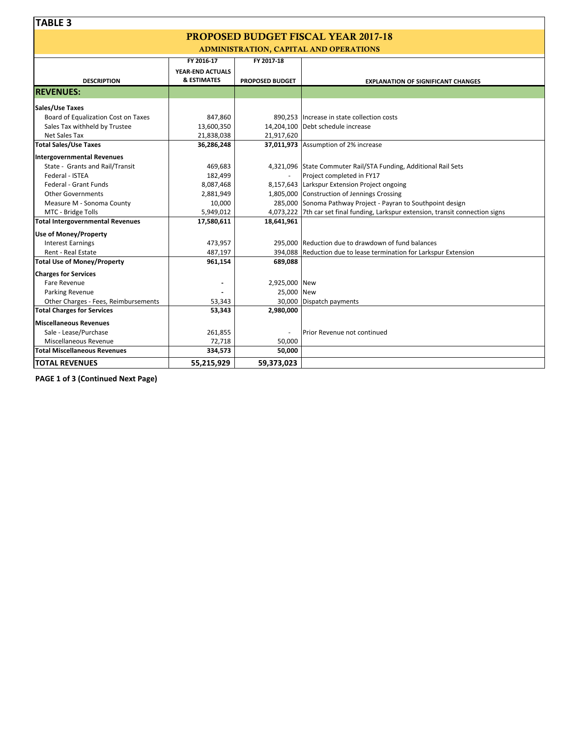## TABLE 3

# PROPOSED BUDGET FISCAL YEAR 2017-18

### ADMINISTRATION, CAPITAL AND OPERATIONS

| DESCRIPTION | FY 2016-17 YEAR-END ACTUALS & ESTIMATES | FY 2017-18 PROPOSED BUDGET | EXPLANATION OF SIGNIFICANT CHANGES |
|---|---|---|---|
| **REVENUES:** | | | |
| **Sales/Use Taxes** | | | |
| Board of Equalization Cost on Taxes | 847,860 | 890,253 | Increase in state collection costs |
| Sales Tax withheld by Trustee | 13,600,350 | 14,204,100 | Debt schedule increase |
| Net Sales Tax | 21,838,038 | 21,917,620 | |
| **Total Sales/Use Taxes** | **36,286,248** | **37,011,973** | Assumption of 2% increase |
| **Intergovernmental Revenues** | | | |
| State - Grants and Rail/Transit | 469,683 | 4,321,096 | State Commuter Rail/STA Funding, Additional Rail Sets |
| Federal - ISTEA | 182,499 | - | Project completed in FY17 |
| Federal - Grant Funds | 8,087,468 | 8,157,643 | Larkspur Extension Project ongoing |
| Other Governments | 2,881,949 | 1,805,000 | Construction of Jennings Crossing |
| Measure M - Sonoma County | 10,000 | 285,000 | Sonoma Pathway Project - Payran to Southpoint design |
| MTC - Bridge Tolls | 5,949,012 | 4,073,222 | 7th car set final funding, Larkspur extension, transit connection signs |
| **Total Intergovernmental Revenues** | **17,580,611** | **18,641,961** | |
| **Use of Money/Property** | | | |
| Interest Earnings | 473,957 | 295,000 | Reduction due to drawdown of fund balances |
| Rent - Real Estate | 487,197 | 394,088 | Reduction due to lease termination for Larkspur Extension |
| **Total Use of Money/Property** | **961,154** | **689,088** | |
| **Charges for Services** | | | |
| Fare Revenue | - | 2,925,000 | New |
| Parking Revenue | - | 25,000 | New |
| Other Charges - Fees, Reimbursements | 53,343 | 30,000 | Dispatch payments |
| **Total Charges for Services** | **53,343** | **2,980,000** | |
| **Miscellaneous Revenues** | | | |
| Sale - Lease/Purchase | 261,855 | - | Prior Revenue not continued |
| Miscellaneous Revenue | 72,718 | 50,000 | |
| **Total Miscellaneous Revenues** | **334,573** | **50,000** | |
| **TOTAL REVENUES** | **55,215,929** | **59,373,023** | |

**PAGE 1 of 3 (Continued Next Page)**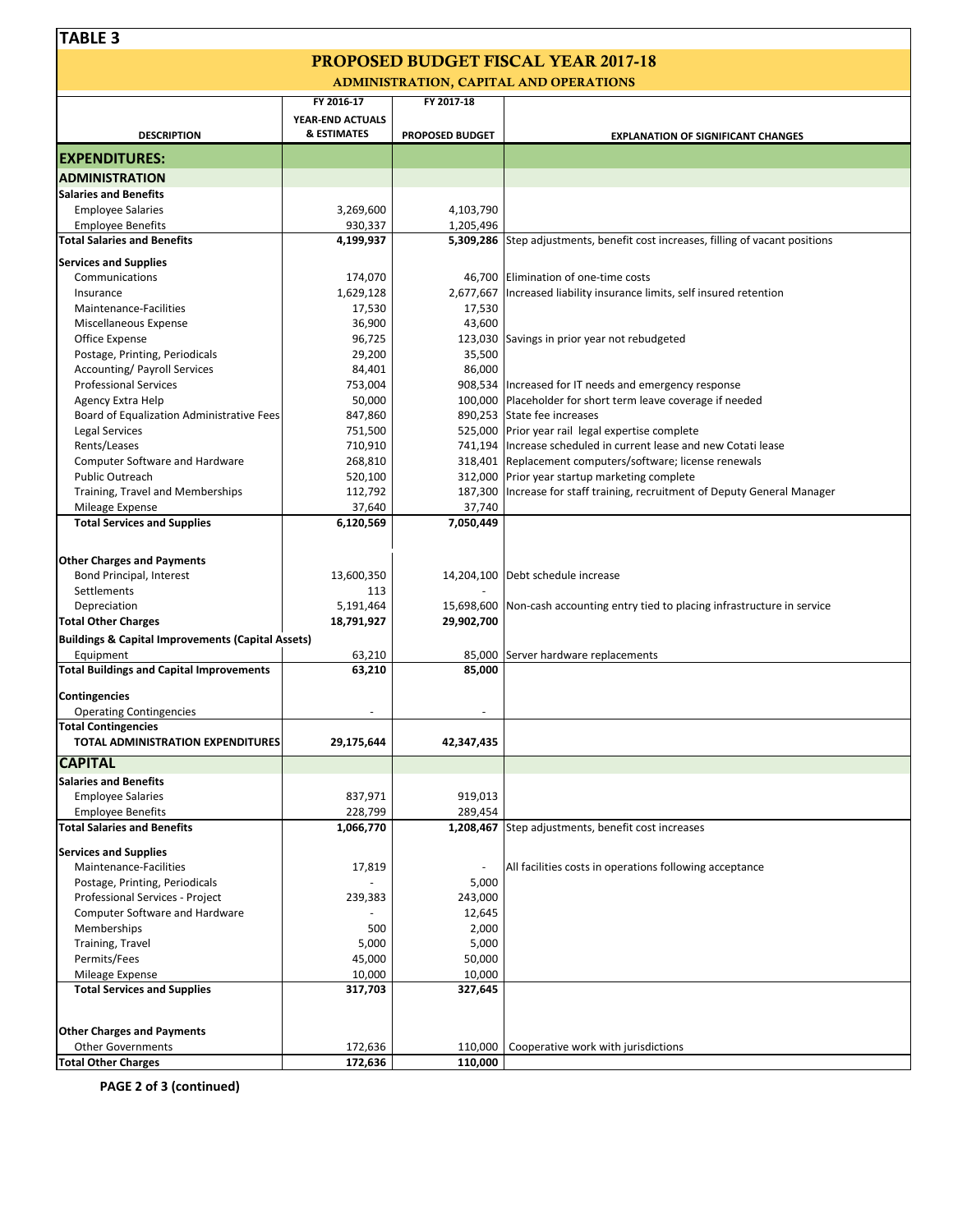**TABLE 3**

# PROPOSED BUDGET FISCAL YEAR 2017-18

## ADMINISTRATION, CAPITAL AND OPERATIONS

| DESCRIPTION | FY 2016-17 YEAR-END ACTUALS & ESTIMATES | FY 2017-18 PROPOSED BUDGET | EXPLANATION OF SIGNIFICANT CHANGES |
|---|---|---|---|
| **EXPENDITURES:** | | | |
| **ADMINISTRATION** | | | |
| **Salaries and Benefits** | | | |
| Employee Salaries | 3,269,600 | 4,103,790 | |
| Employee Benefits | 930,337 | 1,205,496 | |
| **Total Salaries and Benefits** | **4,199,937** | **5,309,286** | Step adjustments, benefit cost increases, filling of vacant positions |
| **Services and Supplies** | | | |
| Communications | 174,070 | 46,700 | Elimination of one-time costs |
| Insurance | 1,629,128 | 2,677,667 | Increased liability insurance limits, self insured retention |
| Maintenance-Facilities | 17,530 | 17,530 | |
| Miscellaneous Expense | 36,900 | 43,600 | |
| Office Expense | 96,725 | 123,030 | Savings in prior year not rebudgeted |
| Postage, Printing, Periodicals | 29,200 | 35,500 | |
| Accounting/ Payroll Services | 84,401 | 86,000 | |
| Professional Services | 753,004 | 908,534 | Increased for IT needs and emergency response |
| Agency Extra Help | 50,000 | 100,000 | Placeholder for short term leave coverage if needed |
| Board of Equalization Administrative Fees | 847,860 | 890,253 | State fee increases |
| Legal Services | 751,500 | 525,000 | Prior year rail legal expertise complete |
| Rents/Leases | 710,910 | 741,194 | Increase scheduled in current lease and new Cotati lease |
| Computer Software and Hardware | 268,810 | 318,401 | Replacement computers/software; license renewals |
| Public Outreach | 520,100 | 312,000 | Prior year startup marketing complete |
| Training, Travel and Memberships | 112,792 | 187,300 | Increase for staff training, recruitment of Deputy General Manager |
| Mileage Expense | 37,640 | 37,740 | |
| **Total Services and Supplies** | **6,120,569** | **7,050,449** | |
| **Other Charges and Payments** | | | |
| Bond Principal, Interest | 13,600,350 | 14,204,100 | Debt schedule increase |
| Settlements | 113 | - | |
| Depreciation | 5,191,464 | 15,698,600 | Non-cash accounting entry tied to placing infrastructure in service |
| **Total Other Charges** | **18,791,927** | **29,902,700** | |
| **Buildings & Capital Improvements (Capital Assets)** | | | |
| Equipment | 63,210 | 85,000 | Server hardware replacements |
| **Total Buildings and Capital Improvements** | **63,210** | **85,000** | |
| **Contingencies** | | | |
| Operating Contingencies | - | - | |
| **Total Contingencies** | | | |
| **TOTAL ADMINISTRATION EXPENDITURES** | **29,175,644** | **42,347,435** | |
| **CAPITAL** | | | |
| **Salaries and Benefits** | | | |
| Employee Salaries | 837,971 | 919,013 | |
| Employee Benefits | 228,799 | 289,454 | |
| **Total Salaries and Benefits** | **1,066,770** | **1,208,467** | Step adjustments, benefit cost increases |
| **Services and Supplies** | | | |
| Maintenance-Facilities | 17,819 | - | All facilities costs in operations following acceptance |
| Postage, Printing, Periodicals | - | 5,000 | |
| Professional Services - Project | 239,383 | 243,000 | |
| Computer Software and Hardware | - | 12,645 | |
| Memberships | 500 | 2,000 | |
| Training, Travel | 5,000 | 5,000 | |
| Permits/Fees | 45,000 | 50,000 | |
| Mileage Expense | 10,000 | 10,000 | |
| **Total Services and Supplies** | **317,703** | **327,645** | |
| **Other Charges and Payments** | | | |
| Other Governments | 172,636 | 110,000 | Cooperative work with jurisdictions |
| **Total Other Charges** | **172,636** | **110,000** | |

**PAGE 2 of 3 (continued)**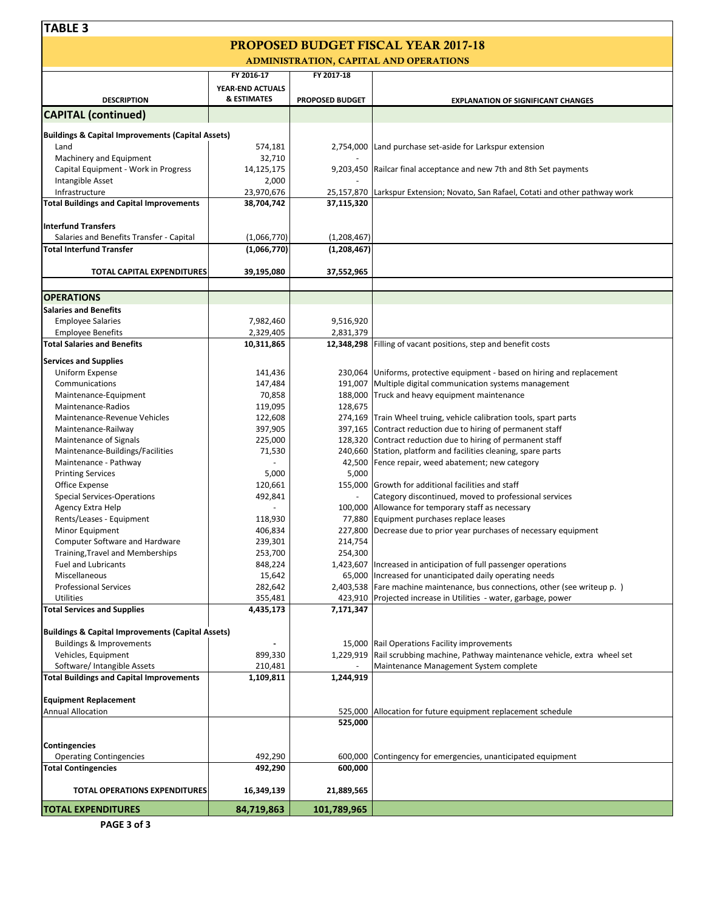# TABLE 3

## PROPOSED BUDGET FISCAL YEAR 2017-18

### ADMINISTRATION, CAPITAL AND OPERATIONS

| DESCRIPTION | FY 2016-17 YEAR-END ACTUALS & ESTIMATES | FY 2017-18 PROPOSED BUDGET | EXPLANATION OF SIGNIFICANT CHANGES |
|---|---|---|---|
| **CAPITAL (continued)** | | | |
| **Buildings & Capital Improvements (Capital Assets)** | | | |
| Land | 574,181 | 2,754,000 | Land purchase set-aside for Larkspur extension |
| Machinery and Equipment | 32,710 | - | |
| Capital Equipment - Work in Progress | 14,125,175 | 9,203,450 | Railcar final acceptance and new 7th and 8th Set payments |
| Intangible Asset | 2,000 | - | |
| Infrastructure | 23,970,676 | 25,157,870 | Larkspur Extension; Novato, San Rafael, Cotati and other pathway work |
| **Total Buildings and Capital Improvements** | **38,704,742** | **37,115,320** | |
| **Interfund Transfers** | | | |
| Salaries and Benefits Transfer - Capital | (1,066,770) | (1,208,467) | |
| **Total Interfund Transfer** | **(1,066,770)** | **(1,208,467)** | |
| **TOTAL CAPITAL EXPENDITURES** | **39,195,080** | **37,552,965** | |
| **OPERATIONS** | | | |
| **Salaries and Benefits** | | | |
| Employee Salaries | 7,982,460 | 9,516,920 | |
| Employee Benefits | 2,329,405 | 2,831,379 | |
| **Total Salaries and Benefits** | **10,311,865** | **12,348,298** | Filling of vacant positions, step and benefit costs |
| **Services and Supplies** | | | |
| Uniform Expense | 141,436 | 230,064 | Uniforms, protective equipment - based on hiring and replacement |
| Communications | 147,484 | 191,007 | Multiple digital communication systems management |
| Maintenance-Equipment | 70,858 | 188,000 | Truck and heavy equipment maintenance |
| Maintenance-Radios | 119,095 | 128,675 | |
| Maintenance-Revenue Vehicles | 122,608 | 274,169 | Train Wheel truing, vehicle calibration tools, spart parts |
| Maintenance-Railway | 397,905 | 397,165 | Contract reduction due to hiring of permanent staff |
| Maintenance of Signals | 225,000 | 128,320 | Contract reduction due to hiring of permanent staff |
| Maintenance-Buildings/Facilities | 71,530 | 240,660 | Station, platform and facilities cleaning, spare parts |
| Maintenance - Pathway | - | 42,500 | Fence repair, weed abatement; new category |
| Printing Services | 5,000 | 5,000 | |
| Office Expense | 120,661 | 155,000 | Growth for additional facilities and staff |
| Special Services-Operations | 492,841 | - | Category discontinued, moved to professional services |
| Agency Extra Help | - | 100,000 | Allowance for temporary staff as necessary |
| Rents/Leases - Equipment | 118,930 | 77,880 | Equipment purchases replace leases |
| Minor Equipment | 406,834 | 227,800 | Decrease due to prior year purchases of necessary equipment |
| Computer Software and Hardware | 239,301 | 214,754 | |
| Training,Travel and Memberships | 253,700 | 254,300 | |
| Fuel and Lubricants | 848,224 | 1,423,607 | Increased in anticipation of full passenger operations |
| Miscellaneous | 15,642 | 65,000 | Increased for unanticipated daily operating needs |
| Professional Services | 282,642 | 2,403,538 | Fare machine maintenance, bus connections, other (see writeup p. ) |
| Utilities | 355,481 | 423,910 | Projected increase in Utilities - water, garbage, power |
| **Total Services and Supplies** | **4,435,173** | **7,171,347** | |
| **Buildings & Capital Improvements (Capital Assets)** | | | |
| Buildings & Improvements | - | 15,000 | Rail Operations Facility improvements |
| Vehicles, Equipment | 899,330 | 1,229,919 | Rail scrubbing machine, Pathway maintenance vehicle, extra wheel set |
| Software/ Intangible Assets | 210,481 | - | Maintenance Management System complete |
| **Total Buildings and Capital Improvements** | **1,109,811** | **1,244,919** | |
| **Equipment Replacement** | | | |
| Annual Allocation | | 525,000 | Allocation for future equipment replacement schedule |
| | | **525,000** | |
| **Contingencies** | | | |
| Operating Contingencies | 492,290 | 600,000 | Contingency for emergencies, unanticipated equipment |
| **Total Contingencies** | **492,290** | **600,000** | |
| **TOTAL OPERATIONS EXPENDITURES** | **16,349,139** | **21,889,565** | |
| **TOTAL EXPENDITURES** | **84,719,863** | **101,789,965** | |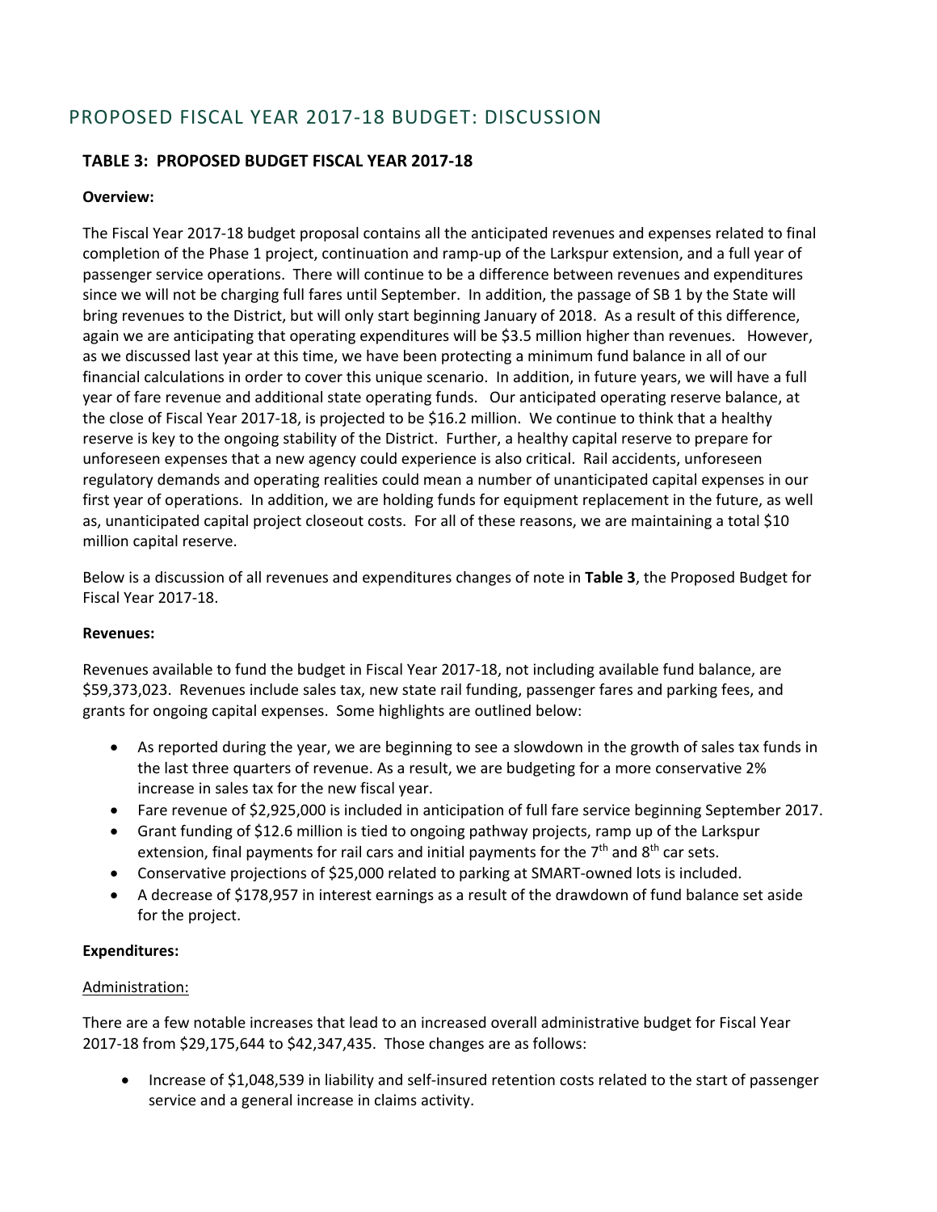# PROPOSED FISCAL YEAR 2017-18 BUDGET: DISCUSSION

## TABLE 3: PROPOSED BUDGET FISCAL YEAR 2017-18

**Overview:**

The Fiscal Year 2017-18 budget proposal contains all the anticipated revenues and expenses related to final completion of the Phase 1 project, continuation and ramp-up of the Larkspur extension, and a full year of passenger service operations. There will continue to be a difference between revenues and expenditures since we will not be charging full fares until September. In addition, the passage of SB 1 by the State will bring revenues to the District, but will only start beginning January of 2018. As a result of this difference, again we are anticipating that operating expenditures will be $3.5 million higher than revenues. However, as we discussed last year at this time, we have been protecting a minimum fund balance in all of our financial calculations in order to cover this unique scenario. In addition, in future years, we will have a full year of fare revenue and additional state operating funds. Our anticipated operating reserve balance, at the close of Fiscal Year 2017-18, is projected to be $16.2 million. We continue to think that a healthy reserve is key to the ongoing stability of the District. Further, a healthy capital reserve to prepare for unforeseen expenses that a new agency could experience is also critical. Rail accidents, unforeseen regulatory demands and operating realities could mean a number of unanticipated capital expenses in our first year of operations. In addition, we are holding funds for equipment replacement in the future, as well as, unanticipated capital project closeout costs. For all of these reasons, we are maintaining a total $10 million capital reserve.

Below is a discussion of all revenues and expenditures changes of note in **Table 3**, the Proposed Budget for Fiscal Year 2017-18.

**Revenues:**

Revenues available to fund the budget in Fiscal Year 2017-18, not including available fund balance, are $59,373,023. Revenues include sales tax, new state rail funding, passenger fares and parking fees, and grants for ongoing capital expenses. Some highlights are outlined below:

- As reported during the year, we are beginning to see a slowdown in the growth of sales tax funds in the last three quarters of revenue. As a result, we are budgeting for a more conservative 2% increase in sales tax for the new fiscal year.
- Fare revenue of $2,925,000 is included in anticipation of full fare service beginning September 2017.
- Grant funding of $12.6 million is tied to ongoing pathway projects, ramp up of the Larkspur extension, final payments for rail cars and initial payments for the 7th and 8th car sets.
- Conservative projections of $25,000 related to parking at SMART-owned lots is included.
- A decrease of $178,957 in interest earnings as a result of the drawdown of fund balance set aside for the project.

**Expenditures:**

Administration:

There are a few notable increases that lead to an increased overall administrative budget for Fiscal Year 2017-18 from $29,175,644 to $42,347,435. Those changes are as follows:

- Increase of $1,048,539 in liability and self-insured retention costs related to the start of passenger service and a general increase in claims activity.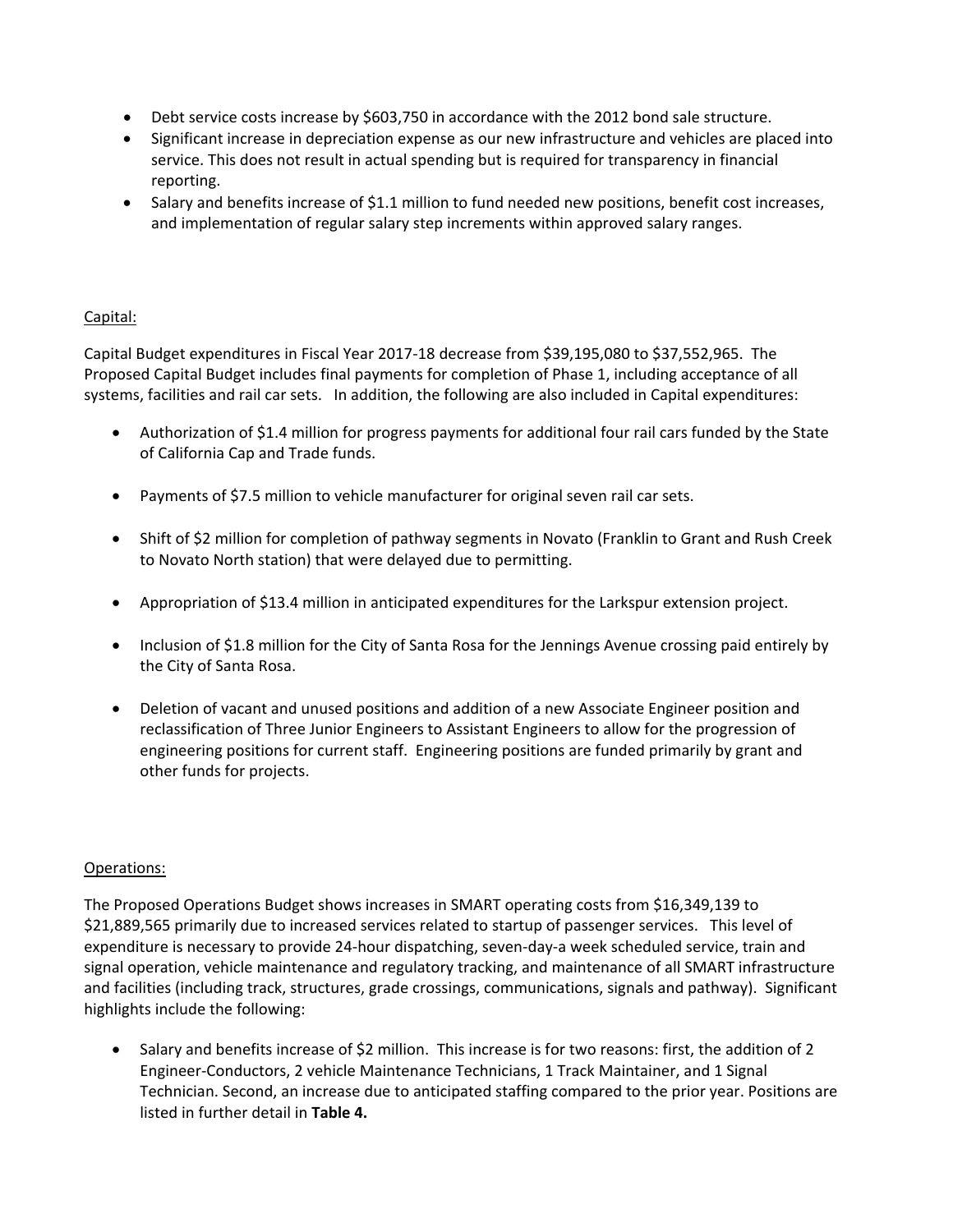- Debt service costs increase by $603,750 in accordance with the 2012 bond sale structure.
- Significant increase in depreciation expense as our new infrastructure and vehicles are placed into service. This does not result in actual spending but is required for transparency in financial reporting.
- Salary and benefits increase of $1.1 million to fund needed new positions, benefit cost increases, and implementation of regular salary step increments within approved salary ranges.

Capital:

Capital Budget expenditures in Fiscal Year 2017-18 decrease from $39,195,080 to $37,552,965. The Proposed Capital Budget includes final payments for completion of Phase 1, including acceptance of all systems, facilities and rail car sets. In addition, the following are also included in Capital expenditures:

- Authorization of $1.4 million for progress payments for additional four rail cars funded by the State of California Cap and Trade funds.
- Payments of $7.5 million to vehicle manufacturer for original seven rail car sets.
- Shift of $2 million for completion of pathway segments in Novato (Franklin to Grant and Rush Creek to Novato North station) that were delayed due to permitting.
- Appropriation of $13.4 million in anticipated expenditures for the Larkspur extension project.
- Inclusion of $1.8 million for the City of Santa Rosa for the Jennings Avenue crossing paid entirely by the City of Santa Rosa.
- Deletion of vacant and unused positions and addition of a new Associate Engineer position and reclassification of Three Junior Engineers to Assistant Engineers to allow for the progression of engineering positions for current staff. Engineering positions are funded primarily by grant and other funds for projects.

Operations:

The Proposed Operations Budget shows increases in SMART operating costs from $16,349,139 to $21,889,565 primarily due to increased services related to startup of passenger services. This level of expenditure is necessary to provide 24-hour dispatching, seven-day-a week scheduled service, train and signal operation, vehicle maintenance and regulatory tracking, and maintenance of all SMART infrastructure and facilities (including track, structures, grade crossings, communications, signals and pathway). Significant highlights include the following:

- Salary and benefits increase of $2 million. This increase is for two reasons: first, the addition of 2 Engineer-Conductors, 2 vehicle Maintenance Technicians, 1 Track Maintainer, and 1 Signal Technician. Second, an increase due to anticipated staffing compared to the prior year. Positions are listed in further detail in **Table 4.**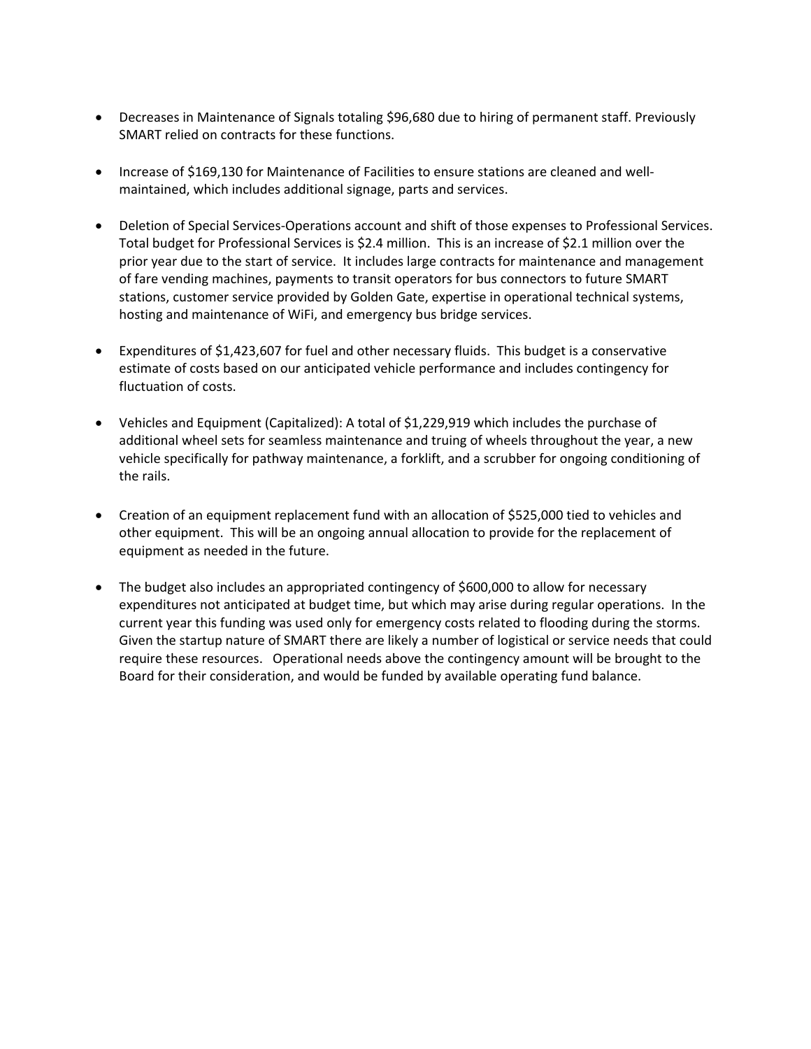- Decreases in Maintenance of Signals totaling $96,680 due to hiring of permanent staff. Previously SMART relied on contracts for these functions.

- Increase of $169,130 for Maintenance of Facilities to ensure stations are cleaned and well-maintained, which includes additional signage, parts and services.

- Deletion of Special Services-Operations account and shift of those expenses to Professional Services. Total budget for Professional Services is $2.4 million. This is an increase of $2.1 million over the prior year due to the start of service. It includes large contracts for maintenance and management of fare vending machines, payments to transit operators for bus connectors to future SMART stations, customer service provided by Golden Gate, expertise in operational technical systems, hosting and maintenance of WiFi, and emergency bus bridge services.

- Expenditures of $1,423,607 for fuel and other necessary fluids. This budget is a conservative estimate of costs based on our anticipated vehicle performance and includes contingency for fluctuation of costs.

- Vehicles and Equipment (Capitalized): A total of $1,229,919 which includes the purchase of additional wheel sets for seamless maintenance and truing of wheels throughout the year, a new vehicle specifically for pathway maintenance, a forklift, and a scrubber for ongoing conditioning of the rails.

- Creation of an equipment replacement fund with an allocation of $525,000 tied to vehicles and other equipment. This will be an ongoing annual allocation to provide for the replacement of equipment as needed in the future.

- The budget also includes an appropriated contingency of $600,000 to allow for necessary expenditures not anticipated at budget time, but which may arise during regular operations. In the current year this funding was used only for emergency costs related to flooding during the storms. Given the startup nature of SMART there are likely a number of logistical or service needs that could require these resources. Operational needs above the contingency amount will be brought to the Board for their consideration, and would be funded by available operating fund balance.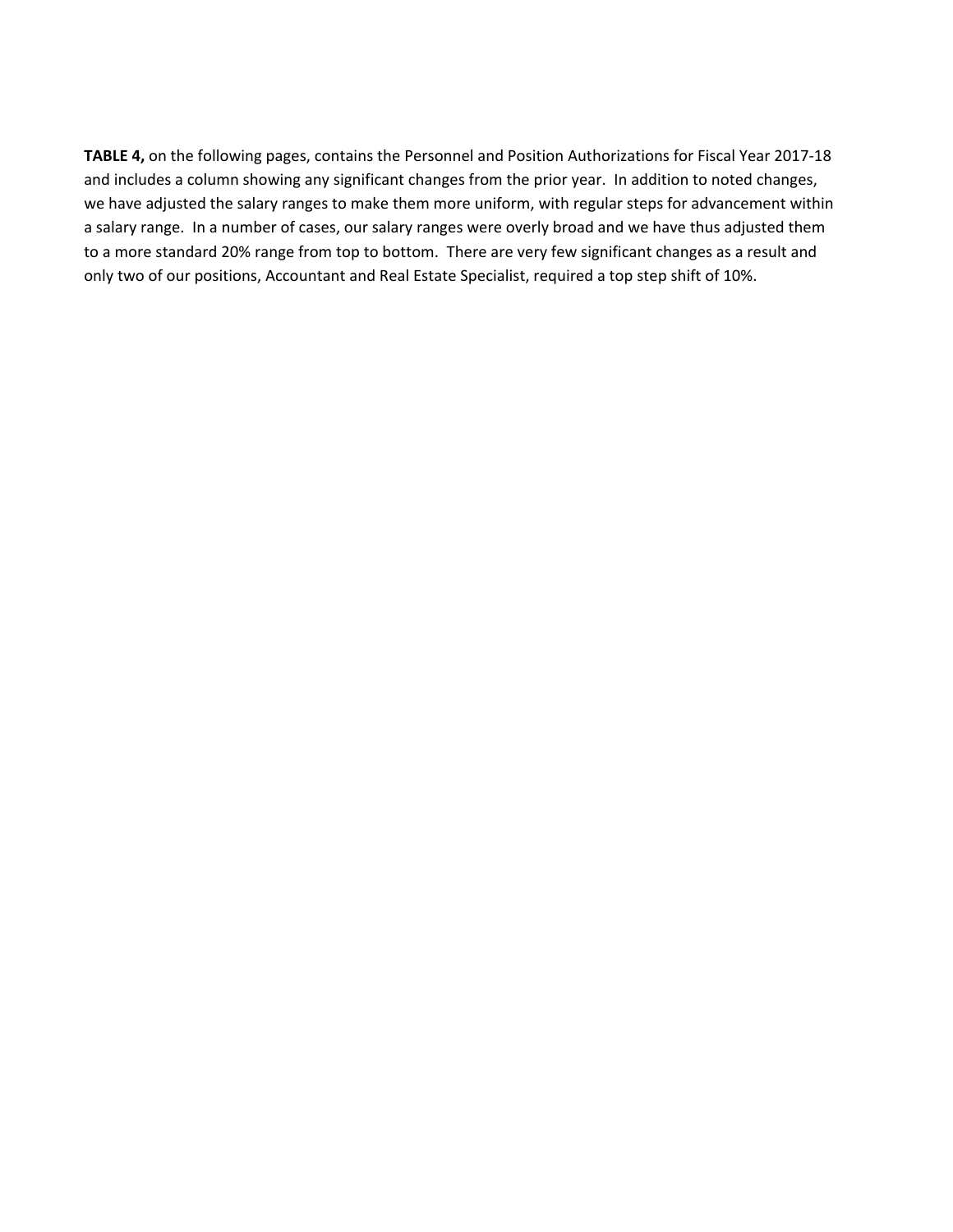**TABLE 4,** on the following pages, contains the Personnel and Position Authorizations for Fiscal Year 2017-18 and includes a column showing any significant changes from the prior year. In addition to noted changes, we have adjusted the salary ranges to make them more uniform, with regular steps for advancement within a salary range. In a number of cases, our salary ranges were overly broad and we have thus adjusted them to a more standard 20% range from top to bottom. There are very few significant changes as a result and only two of our positions, Accountant and Real Estate Specialist, required a top step shift of 10%.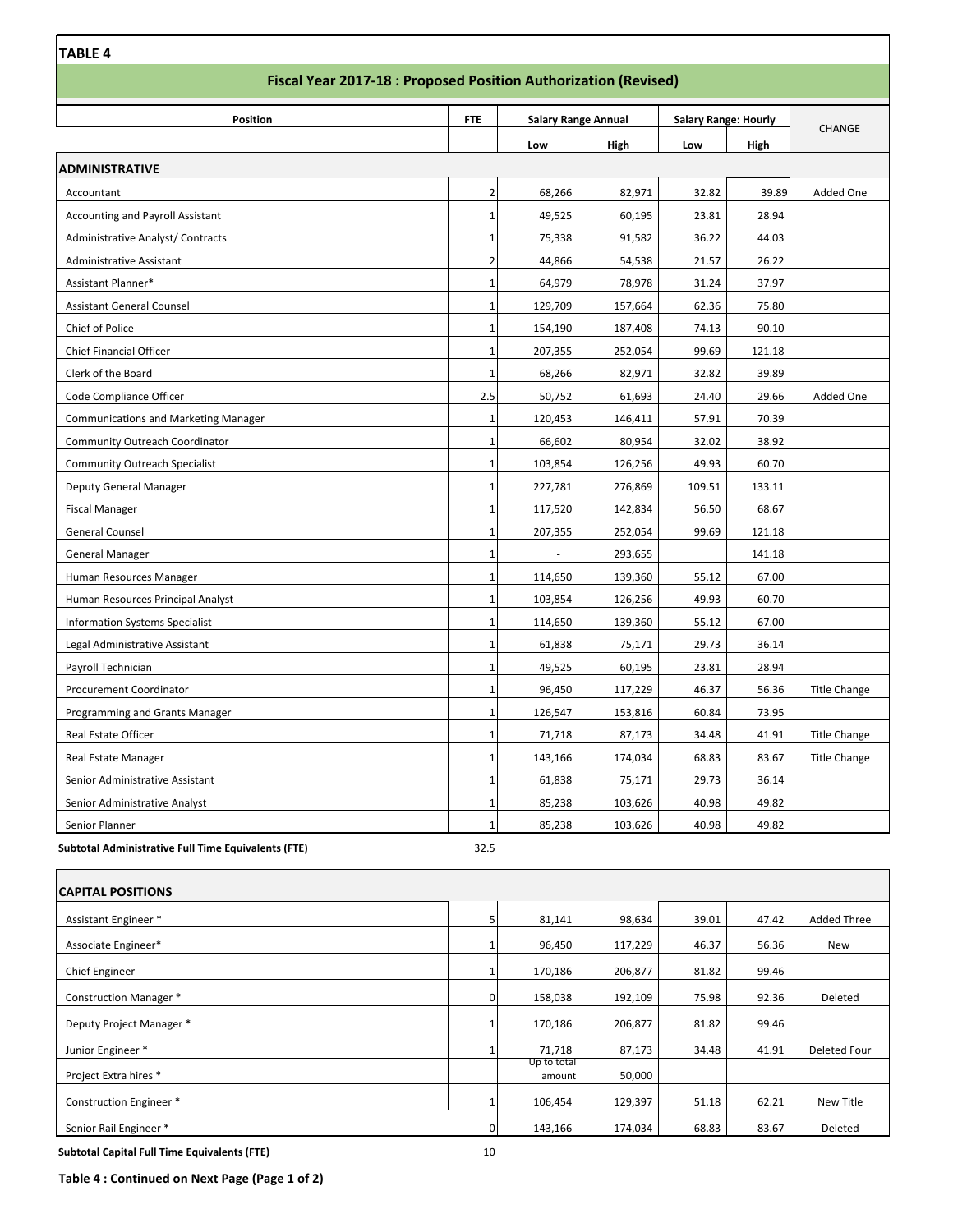**TABLE 4**

## Fiscal Year 2017-18 : Proposed Position Authorization (Revised)

| Position | FTE | Salary Range Annual | | Salary Range: Hourly | | CHANGE |
|---|---|---|---|---|---|---|
| | | Low | High | Low | High | |
| **ADMINISTRATIVE** | | | | | | |
| Accountant | 2 | 68,266 | 82,971 | 32.82 | 39.89 | Added One |
| Accounting and Payroll Assistant | 1 | 49,525 | 60,195 | 23.81 | 28.94 | |
| Administrative Analyst/ Contracts | 1 | 75,338 | 91,582 | 36.22 | 44.03 | |
| Administrative Assistant | 2 | 44,866 | 54,538 | 21.57 | 26.22 | |
| Assistant Planner* | 1 | 64,979 | 78,978 | 31.24 | 37.97 | |
| Assistant General Counsel | 1 | 129,709 | 157,664 | 62.36 | 75.80 | |
| Chief of Police | 1 | 154,190 | 187,408 | 74.13 | 90.10 | |
| Chief Financial Officer | 1 | 207,355 | 252,054 | 99.69 | 121.18 | |
| Clerk of the Board | 1 | 68,266 | 82,971 | 32.82 | 39.89 | |
| Code Compliance Officer | 2.5 | 50,752 | 61,693 | 24.40 | 29.66 | Added One |
| Communications and Marketing Manager | 1 | 120,453 | 146,411 | 57.91 | 70.39 | |
| Community Outreach Coordinator | 1 | 66,602 | 80,954 | 32.02 | 38.92 | |
| Community Outreach Specialist | 1 | 103,854 | 126,256 | 49.93 | 60.70 | |
| Deputy General Manager | 1 | 227,781 | 276,869 | 109.51 | 133.11 | |
| Fiscal Manager | 1 | 117,520 | 142,834 | 56.50 | 68.67 | |
| General Counsel | 1 | 207,355 | 252,054 | 99.69 | 121.18 | |
| General Manager | 1 | - | 293,655 | | 141.18 | |
| Human Resources Manager | 1 | 114,650 | 139,360 | 55.12 | 67.00 | |
| Human Resources Principal Analyst | 1 | 103,854 | 126,256 | 49.93 | 60.70 | |
| Information Systems Specialist | 1 | 114,650 | 139,360 | 55.12 | 67.00 | |
| Legal Administrative Assistant | 1 | 61,838 | 75,171 | 29.73 | 36.14 | |
| Payroll Technician | 1 | 49,525 | 60,195 | 23.81 | 28.94 | |
| Procurement Coordinator | 1 | 96,450 | 117,229 | 46.37 | 56.36 | Title Change |
| Programming and Grants Manager | 1 | 126,547 | 153,816 | 60.84 | 73.95 | |
| Real Estate Officer | 1 | 71,718 | 87,173 | 34.48 | 41.91 | Title Change |
| Real Estate Manager | 1 | 143,166 | 174,034 | 68.83 | 83.67 | Title Change |
| Senior Administrative Assistant | 1 | 61,838 | 75,171 | 29.73 | 36.14 | |
| Senior Administrative Analyst | 1 | 85,238 | 103,626 | 40.98 | 49.82 | |
| Senior Planner | 1 | 85,238 | 103,626 | 40.98 | 49.82 | |
| **Subtotal Administrative Full Time Equivalents (FTE)** | 32.5 | | | | | |

| Position | FTE | Salary Range Annual Low | Salary Range Annual High | Salary Range Hourly Low | Salary Range Hourly High | CHANGE |
|---|---|---|---|---|---|---|
| **CAPITAL POSITIONS** | | | | | | |
| Assistant Engineer * | 5 | 81,141 | 98,634 | 39.01 | 47.42 | Added Three |
| Associate Engineer* | 1 | 96,450 | 117,229 | 46.37 | 56.36 | New |
| Chief Engineer | 1 | 170,186 | 206,877 | 81.82 | 99.46 | |
| Construction Manager * | 0 | 158,038 | 192,109 | 75.98 | 92.36 | Deleted |
| Deputy Project Manager * | 1 | 170,186 | 206,877 | 81.82 | 99.46 | |
| Junior Engineer * | 1 | 71,718 | 87,173 | 34.48 | 41.91 | Deleted Four |
| Project Extra hires * | | Up to total amount | 50,000 | | | |
| Construction Engineer * | 1 | 106,454 | 129,397 | 51.18 | 62.21 | New Title |
| Senior Rail Engineer * | 0 | 143,166 | 174,034 | 68.83 | 83.67 | Deleted |
| **Subtotal Capital Full Time Equivalents (FTE)** | 10 | | | | | |

**Table 4 : Continued on Next Page (Page 1 of 2)**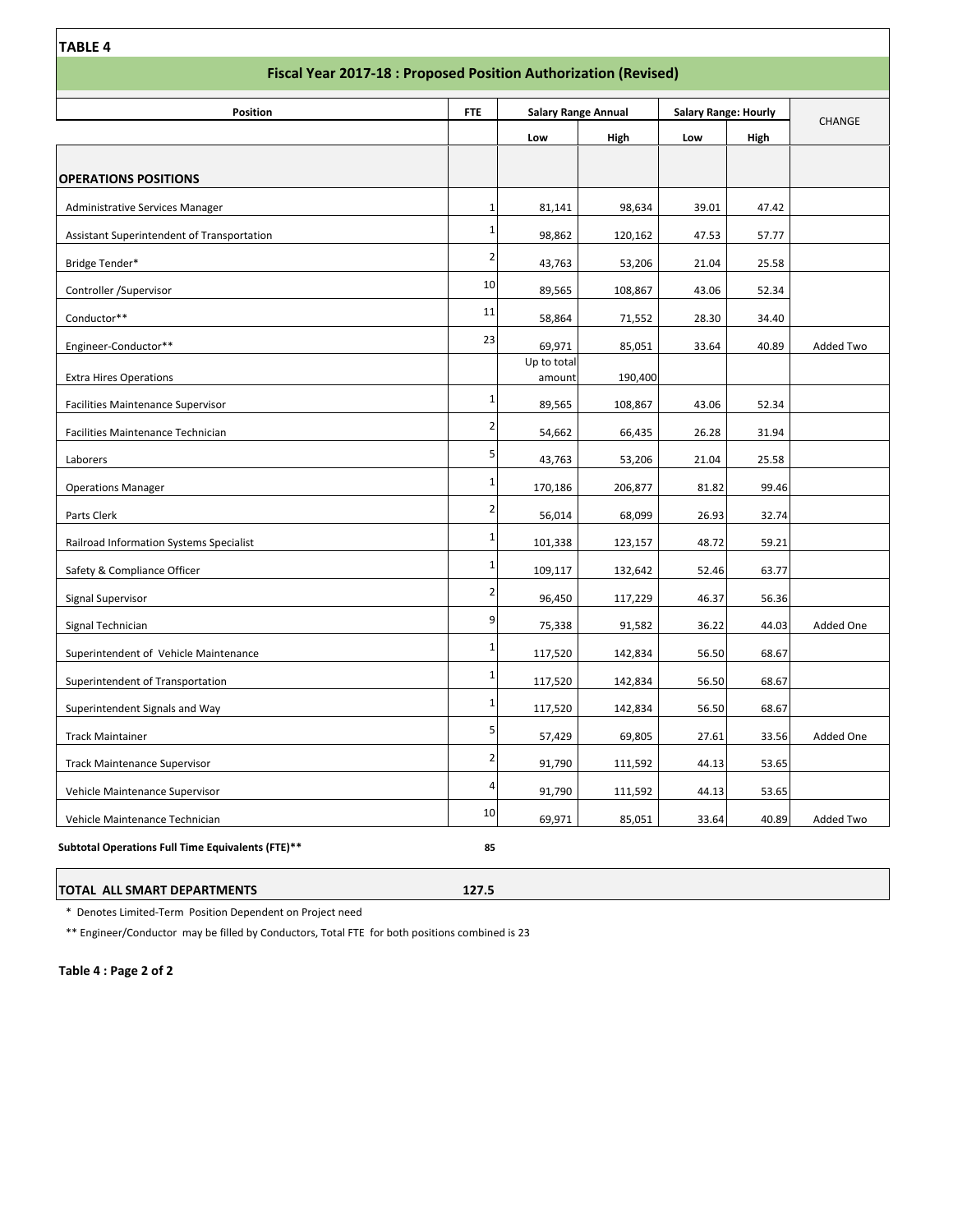**TABLE 4**

## Fiscal Year 2017-18 : Proposed Position Authorization (Revised)

| Position | FTE | Salary Range Annual | | Salary Range: Hourly | | CHANGE |
|---|---|---|---|---|---|---|
| | | Low | High | Low | High | |
| **OPERATIONS POSITIONS** | | | | | | |
| Administrative Services Manager | 1 | 81,141 | 98,634 | 39.01 | 47.42 | |
| Assistant Superintendent of Transportation | 1 | 98,862 | 120,162 | 47.53 | 57.77 | |
| Bridge Tender* | 2 | 43,763 | 53,206 | 21.04 | 25.58 | |
| Controller /Supervisor | 10 | 89,565 | 108,867 | 43.06 | 52.34 | |
| Conductor** | 11 | 58,864 | 71,552 | 28.30 | 34.40 | |
| Engineer-Conductor** | 23 | 69,971 | 85,051 | 33.64 | 40.89 | Added Two |
| Extra Hires Operations | | Up to total amount | 190,400 | | | |
| Facilities Maintenance Supervisor | 1 | 89,565 | 108,867 | 43.06 | 52.34 | |
| Facilities Maintenance Technician | 2 | 54,662 | 66,435 | 26.28 | 31.94 | |
| Laborers | 5 | 43,763 | 53,206 | 21.04 | 25.58 | |
| Operations Manager | 1 | 170,186 | 206,877 | 81.82 | 99.46 | |
| Parts Clerk | 2 | 56,014 | 68,099 | 26.93 | 32.74 | |
| Railroad Information Systems Specialist | 1 | 101,338 | 123,157 | 48.72 | 59.21 | |
| Safety & Compliance Officer | 1 | 109,117 | 132,642 | 52.46 | 63.77 | |
| Signal Supervisor | 2 | 96,450 | 117,229 | 46.37 | 56.36 | |
| Signal Technician | 9 | 75,338 | 91,582 | 36.22 | 44.03 | Added One |
| Superintendent of Vehicle Maintenance | 1 | 117,520 | 142,834 | 56.50 | 68.67 | |
| Superintendent of Transportation | 1 | 117,520 | 142,834 | 56.50 | 68.67 | |
| Superintendent Signals and Way | 1 | 117,520 | 142,834 | 56.50 | 68.67 | |
| Track Maintainer | 5 | 57,429 | 69,805 | 27.61 | 33.56 | Added One |
| Track Maintenance Supervisor | 2 | 91,790 | 111,592 | 44.13 | 53.65 | |
| Vehicle Maintenance Supervisor | 4 | 91,790 | 111,592 | 44.13 | 53.65 | |
| Vehicle Maintenance Technician | 10 | 69,971 | 85,051 | 33.64 | 40.89 | Added Two |
| **Subtotal Operations Full Time Equivalents (FTE)**** | **85** | | | | | |
| **TOTAL ALL SMART DEPARTMENTS** | **127.5** | | | | | |

\* Denotes Limited-Term Position Dependent on Project need

** Engineer/Conductor may be filled by Conductors, Total FTE for both positions combined is 23

**Table 4 : Page 2 of 2**